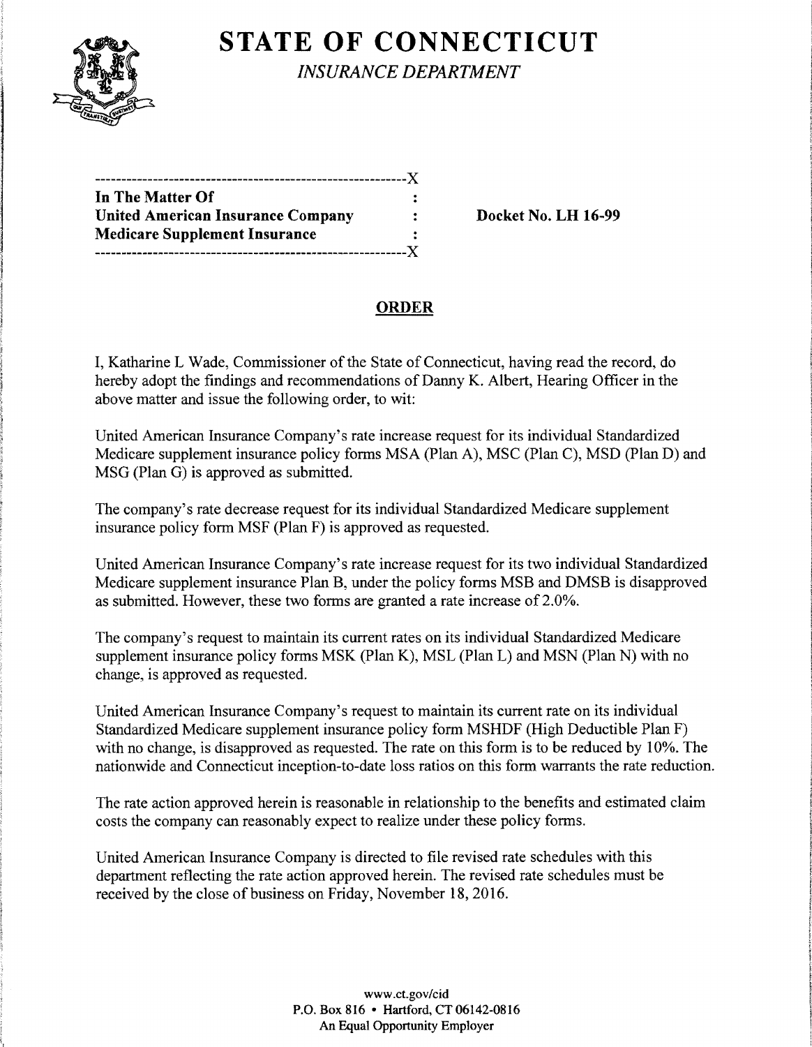# STATE OF CONNECTICUT

*INSURANCE DEPARTMENT*

---------------------------------------------------------X
**In The Matter Of** :
**United American Insurance Company** : **Docket No. LH 16-99**
**Medicare Supplement Insurance** :
---------------------------------------------------------X

## ORDER

I, Katharine L Wade, Commissioner of the State of Connecticut, having read the record, do hereby adopt the findings and recommendations of Danny K. Albert, Hearing Officer in the above matter and issue the following order, to wit:

United American Insurance Company's rate increase request for its individual Standardized Medicare supplement insurance policy forms MSA (Plan A), MSC (Plan C), MSD (Plan D) and MSG (Plan G) is approved as submitted.

The company's rate decrease request for its individual Standardized Medicare supplement insurance policy form MSF (Plan F) is approved as requested.

United American Insurance Company's rate increase request for its two individual Standardized Medicare supplement insurance Plan B, under the policy forms MSB and DMSB is disapproved as submitted. However, these two forms are granted a rate increase of 2.0%.

The company's request to maintain its current rates on its individual Standardized Medicare supplement insurance policy forms MSK (Plan K), MSL (Plan L) and MSN (Plan N) with no change, is approved as requested.

United American Insurance Company's request to maintain its current rate on its individual Standardized Medicare supplement insurance policy form MSHDF (High Deductible Plan F) with no change, is disapproved as requested. The rate on this form is to be reduced by 10%. The nationwide and Connecticut inception-to-date loss ratios on this form warrants the rate reduction.

The rate action approved herein is reasonable in relationship to the benefits and estimated claim costs the company can reasonably expect to realize under these policy forms.

United American Insurance Company is directed to file revised rate schedules with this department reflecting the rate action approved herein. The revised rate schedules must be received by the close of business on Friday, November 18, 2016.

www.ct.gov/cid
P.O. Box 816 • Hartford, CT 06142-0816
An Equal Opportunity Employer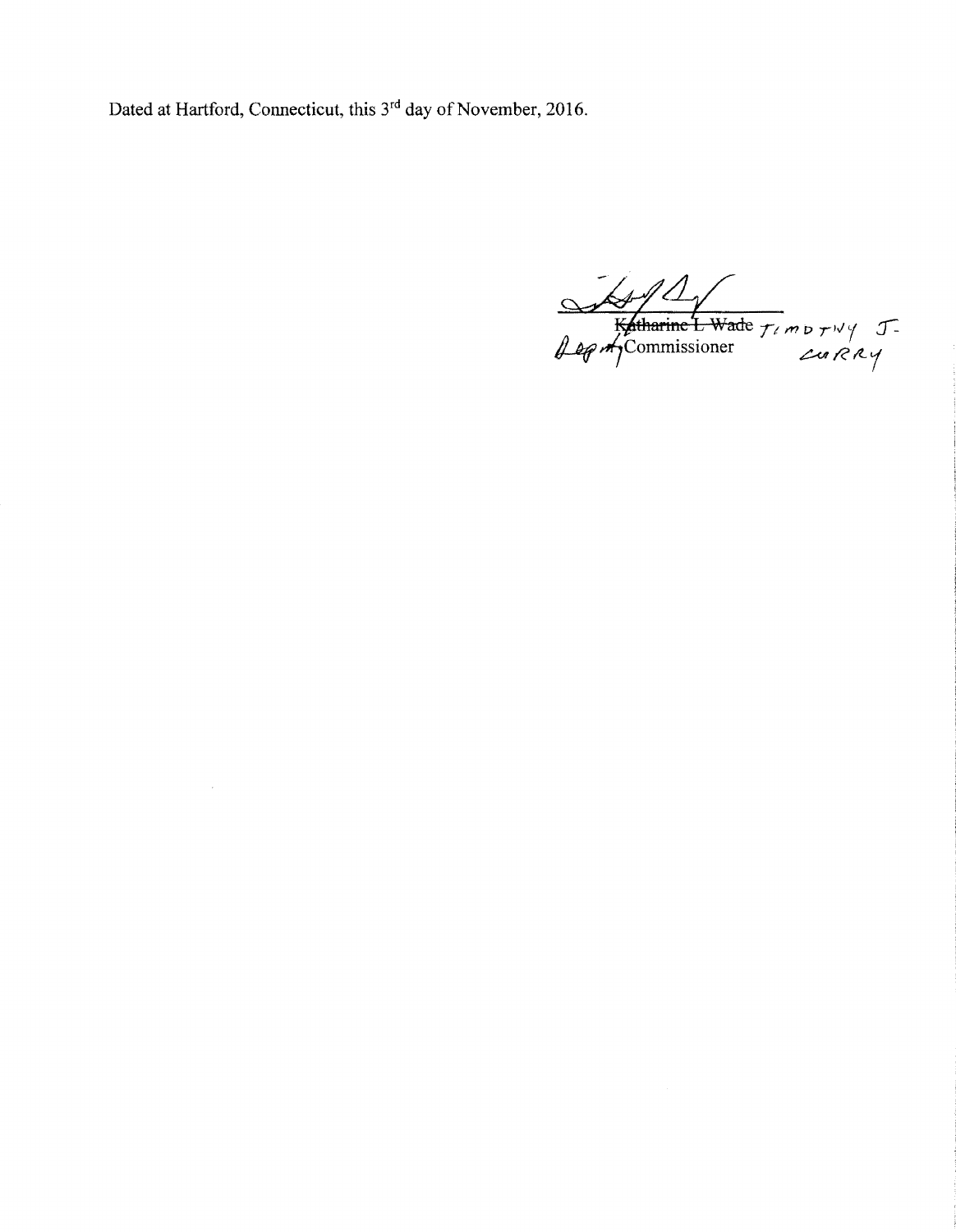Dated at Hartford, Connecticut, this 3rd day of November, 2016.

~~Katharine L Wade~~ TIMOTHY J. CURRY
Deputy Commissioner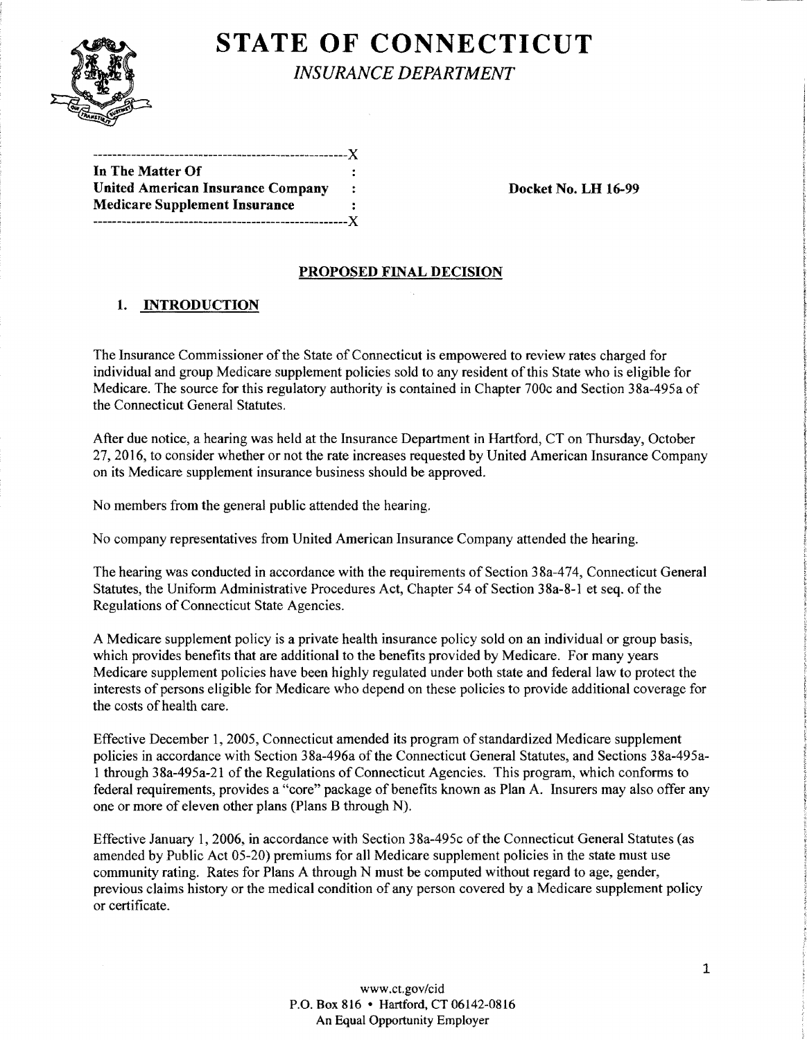# STATE OF CONNECTICUT

*INSURANCE DEPARTMENT*

```
----------------------------------------------------X
In The Matter Of                                    :
United American Insurance Company                   :        Docket No. LH 16-99
Medicare Supplement Insurance                       :
----------------------------------------------------X
```

**PROPOSED FINAL DECISION**

## 1. INTRODUCTION

The Insurance Commissioner of the State of Connecticut is empowered to review rates charged for individual and group Medicare supplement policies sold to any resident of this State who is eligible for Medicare. The source for this regulatory authority is contained in Chapter 700c and Section 38a-495a of the Connecticut General Statutes.

After due notice, a hearing was held at the Insurance Department in Hartford, CT on Thursday, October 27, 2016, to consider whether or not the rate increases requested by United American Insurance Company on its Medicare supplement insurance business should be approved.

No members from the general public attended the hearing.

No company representatives from United American Insurance Company attended the hearing.

The hearing was conducted in accordance with the requirements of Section 38a-474, Connecticut General Statutes, the Uniform Administrative Procedures Act, Chapter 54 of Section 38a-8-1 et seq. of the Regulations of Connecticut State Agencies.

A Medicare supplement policy is a private health insurance policy sold on an individual or group basis, which provides benefits that are additional to the benefits provided by Medicare. For many years Medicare supplement policies have been highly regulated under both state and federal law to protect the interests of persons eligible for Medicare who depend on these policies to provide additional coverage for the costs of health care.

Effective December 1, 2005, Connecticut amended its program of standardized Medicare supplement policies in accordance with Section 38a-496a of the Connecticut General Statutes, and Sections 38a-495a-1 through 38a-495a-21 of the Regulations of Connecticut Agencies. This program, which conforms to federal requirements, provides a "core" package of benefits known as Plan A. Insurers may also offer any one or more of eleven other plans (Plans B through N).

Effective January 1, 2006, in accordance with Section 38a-495c of the Connecticut General Statutes (as amended by Public Act 05-20) premiums for all Medicare supplement policies in the state must use community rating. Rates for Plans A through N must be computed without regard to age, gender, previous claims history or the medical condition of any person covered by a Medicare supplement policy or certificate.

www.ct.gov/cid
P.O. Box 816 • Hartford, CT 06142-0816
An Equal Opportunity Employer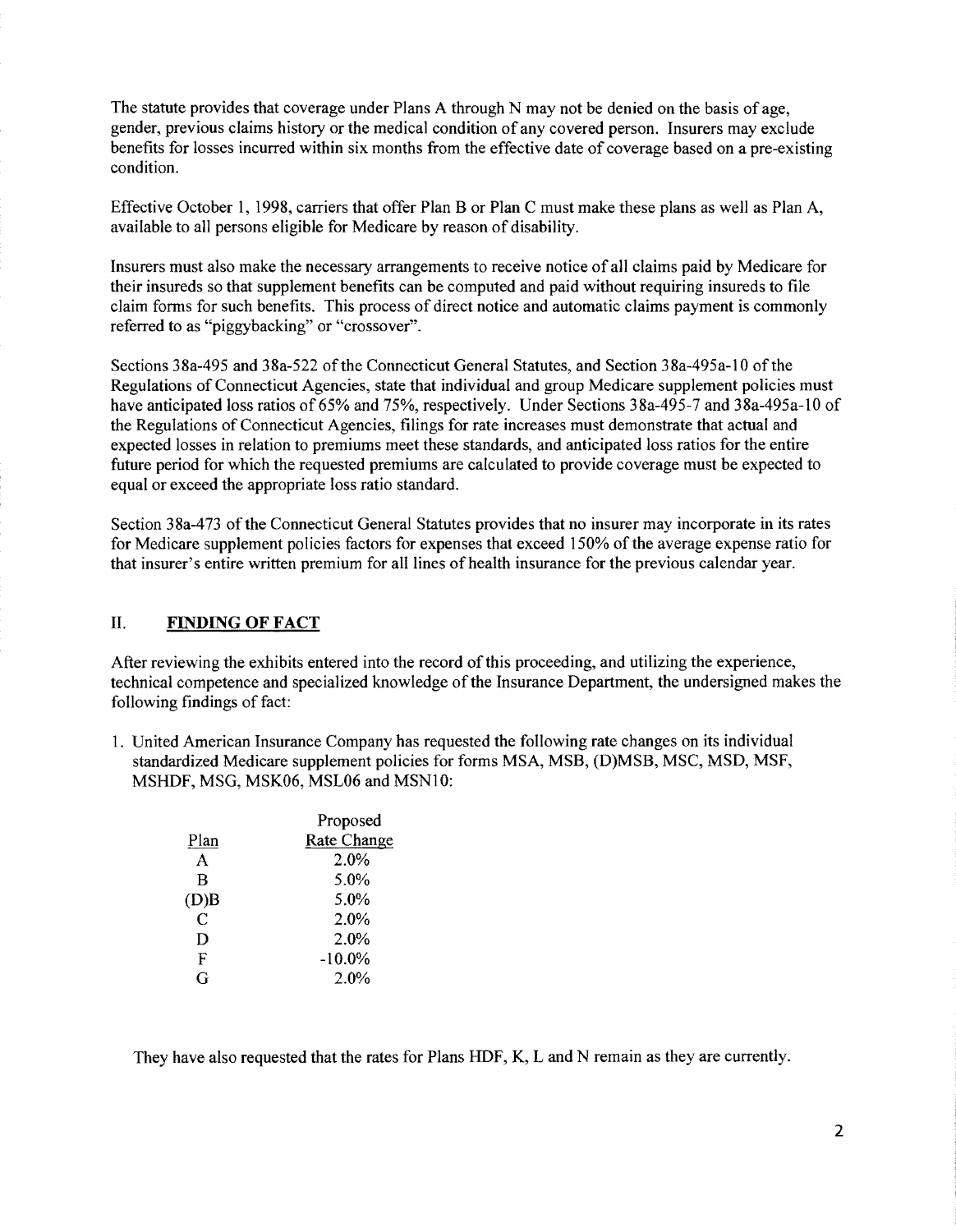The statute provides that coverage under Plans A through N may not be denied on the basis of age, gender, previous claims history or the medical condition of any covered person. Insurers may exclude benefits for losses incurred within six months from the effective date of coverage based on a pre-existing condition.

Effective October 1, 1998, carriers that offer Plan B or Plan C must make these plans as well as Plan A, available to all persons eligible for Medicare by reason of disability.

Insurers must also make the necessary arrangements to receive notice of all claims paid by Medicare for their insureds so that supplement benefits can be computed and paid without requiring insureds to file claim forms for such benefits. This process of direct notice and automatic claims payment is commonly referred to as "piggybacking" or "crossover".

Sections 38a-495 and 38a-522 of the Connecticut General Statutes, and Section 38a-495a-10 of the Regulations of Connecticut Agencies, state that individual and group Medicare supplement policies must have anticipated loss ratios of 65% and 75%, respectively. Under Sections 38a-495-7 and 38a-495a-10 of the Regulations of Connecticut Agencies, filings for rate increases must demonstrate that actual and expected losses in relation to premiums meet these standards, and anticipated loss ratios for the entire future period for which the requested premiums are calculated to provide coverage must be expected to equal or exceed the appropriate loss ratio standard.

Section 38a-473 of the Connecticut General Statutes provides that no insurer may incorporate in its rates for Medicare supplement policies factors for expenses that exceed 150% of the average expense ratio for that insurer's entire written premium for all lines of health insurance for the previous calendar year.

## II. FINDING OF FACT

After reviewing the exhibits entered into the record of this proceeding, and utilizing the experience, technical competence and specialized knowledge of the Insurance Department, the undersigned makes the following findings of fact:

1. United American Insurance Company has requested the following rate changes on its individual standardized Medicare supplement policies for forms MSA, MSB, (D)MSB, MSC, MSD, MSF, MSHDF, MSG, MSK06, MSL06 and MSN10:

| Plan | Proposed Rate Change |
|---|---|
| A | 2.0% |
| B | 5.0% |
| (D)B | 5.0% |
| C | 2.0% |
| D | 2.0% |
| F | -10.0% |
| G | 2.0% |

They have also requested that the rates for Plans HDF, K, L and N remain as they are currently.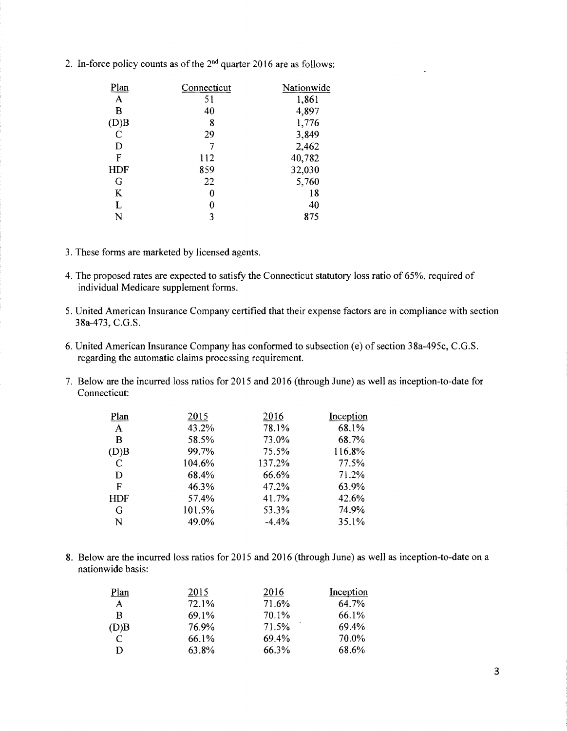2. In-force policy counts as of the 2nd quarter 2016 are as follows:

| Plan | Connecticut | Nationwide |
|---|---|---|
| A | 51 | 1,861 |
| B | 40 | 4,897 |
| (D)B | 8 | 1,776 |
| C | 29 | 3,849 |
| D | 7 | 2,462 |
| F | 112 | 40,782 |
| HDF | 859 | 32,030 |
| G | 22 | 5,760 |
| K | 0 | 18 |
| L | 0 | 40 |
| N | 3 | 875 |

3. These forms are marketed by licensed agents.

4. The proposed rates are expected to satisfy the Connecticut statutory loss ratio of 65%, required of individual Medicare supplement forms.

5. United American Insurance Company certified that their expense factors are in compliance with section 38a-473, C.G.S.

6. United American Insurance Company has conformed to subsection (e) of section 38a-495c, C.G.S. regarding the automatic claims processing requirement.

7. Below are the incurred loss ratios for 2015 and 2016 (through June) as well as inception-to-date for Connecticut:

| Plan | 2015 | 2016 | Inception |
|---|---|---|---|
| A | 43.2% | 78.1% | 68.1% |
| B | 58.5% | 73.0% | 68.7% |
| (D)B | 99.7% | 75.5% | 116.8% |
| C | 104.6% | 137.2% | 77.5% |
| D | 68.4% | 66.6% | 71.2% |
| F | 46.3% | 47.2% | 63.9% |
| HDF | 57.4% | 41.7% | 42.6% |
| G | 101.5% | 53.3% | 74.9% |
| N | 49.0% | -4.4% | 35.1% |

8. Below are the incurred loss ratios for 2015 and 2016 (through June) as well as inception-to-date on a nationwide basis:

| Plan | 2015 | 2016 | Inception |
|---|---|---|---|
| A | 72.1% | 71.6% | 64.7% |
| B | 69.1% | 70.1% | 66.1% |
| (D)B | 76.9% | 71.5% | 69.4% |
| C | 66.1% | 69.4% | 70.0% |
| D | 63.8% | 66.3% | 68.6% |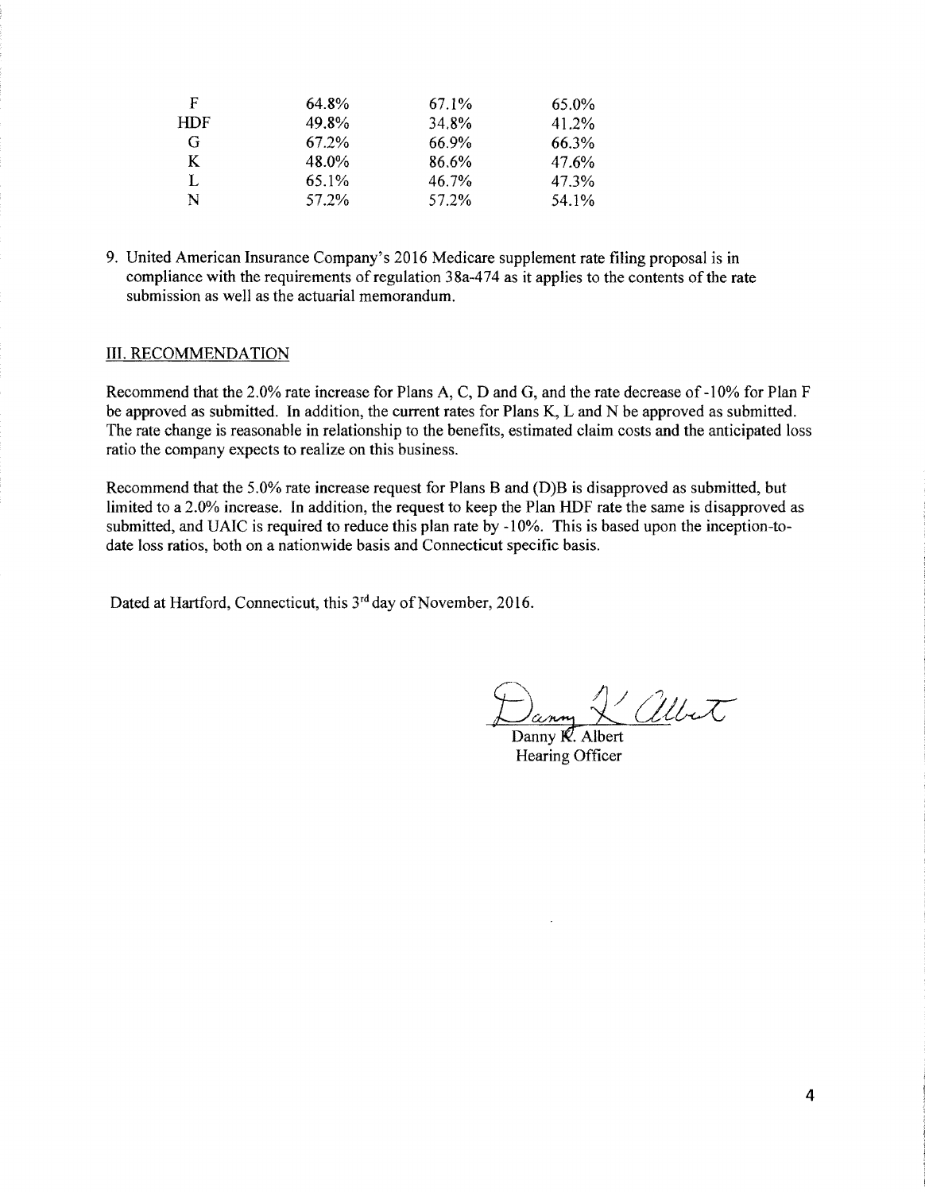| | | | |
|---|---|---|---|
| F | 64.8% | 67.1% | 65.0% |
| HDF | 49.8% | 34.8% | 41.2% |
| G | 67.2% | 66.9% | 66.3% |
| K | 48.0% | 86.6% | 47.6% |
| L | 65.1% | 46.7% | 47.3% |
| N | 57.2% | 57.2% | 54.1% |

9. United American Insurance Company's 2016 Medicare supplement rate filing proposal is in compliance with the requirements of regulation 38a-474 as it applies to the contents of the rate submission as well as the actuarial memorandum.

## III. RECOMMENDATION

Recommend that the 2.0% rate increase for Plans A, C, D and G, and the rate decrease of -10% for Plan F be approved as submitted. In addition, the current rates for Plans K, L and N be approved as submitted. The rate change is reasonable in relationship to the benefits, estimated claim costs and the anticipated loss ratio the company expects to realize on this business.

Recommend that the 5.0% rate increase request for Plans B and (D)B is disapproved as submitted, but limited to a 2.0% increase. In addition, the request to keep the Plan HDF rate the same is disapproved as submitted, and UAIC is required to reduce this plan rate by -10%. This is based upon the inception-to-date loss ratios, both on a nationwide basis and Connecticut specific basis.

Dated at Hartford, Connecticut, this 3rd day of November, 2016.

Danny K. Albert
Hearing Officer